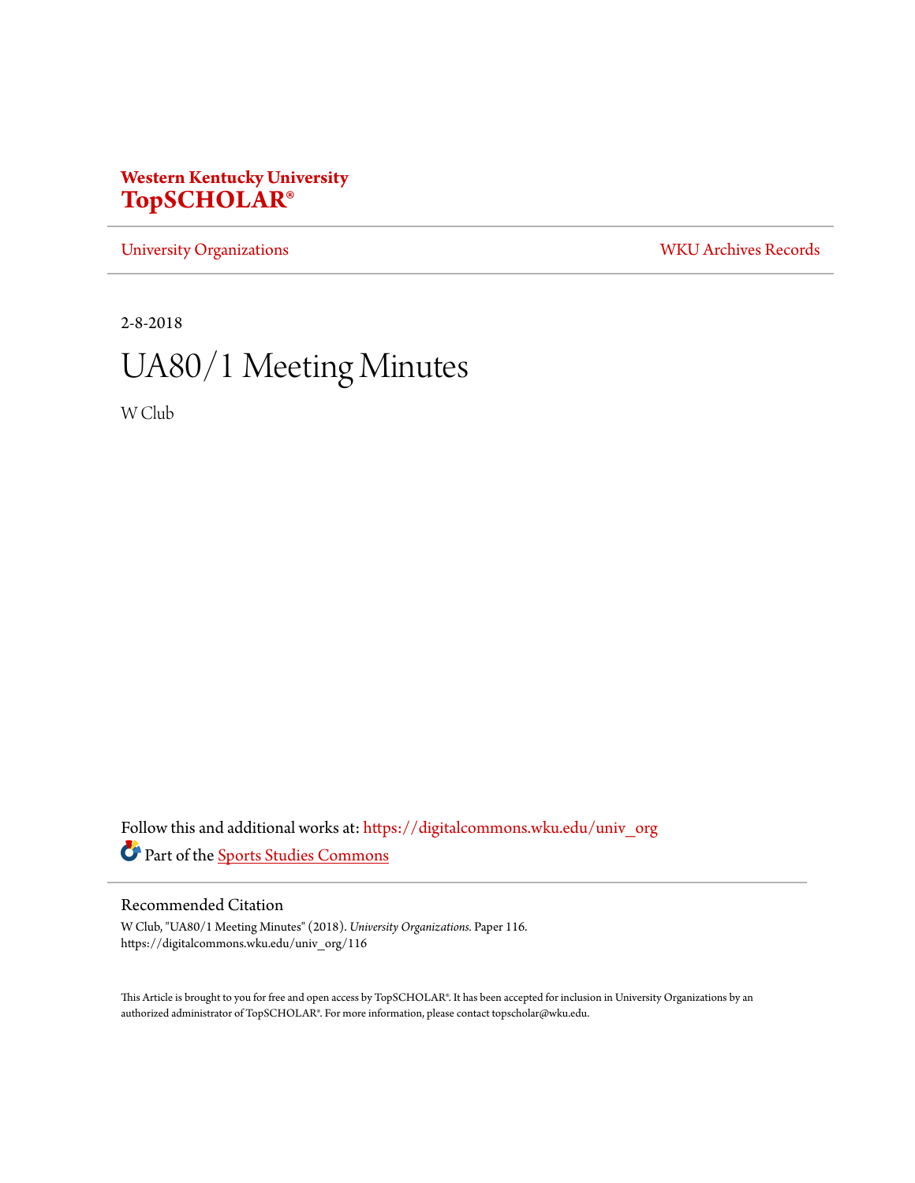Western Kentucky University
**TopSCHOLAR®**

University Organizations | WKU Archives Records

2-8-2018

# UA80/1 Meeting Minutes

W Club

Follow this and additional works at: https://digitalcommons.wku.edu/univ_org

Part of the Sports Studies Commons

## Recommended Citation

W Club, "UA80/1 Meeting Minutes" (2018). *University Organizations.* Paper 116.
https://digitalcommons.wku.edu/univ_org/116

This Article is brought to you for free and open access by TopSCHOLAR®. It has been accepted for inclusion in University Organizations by an authorized administrator of TopSCHOLAR®. For more information, please contact topscholar@wku.edu.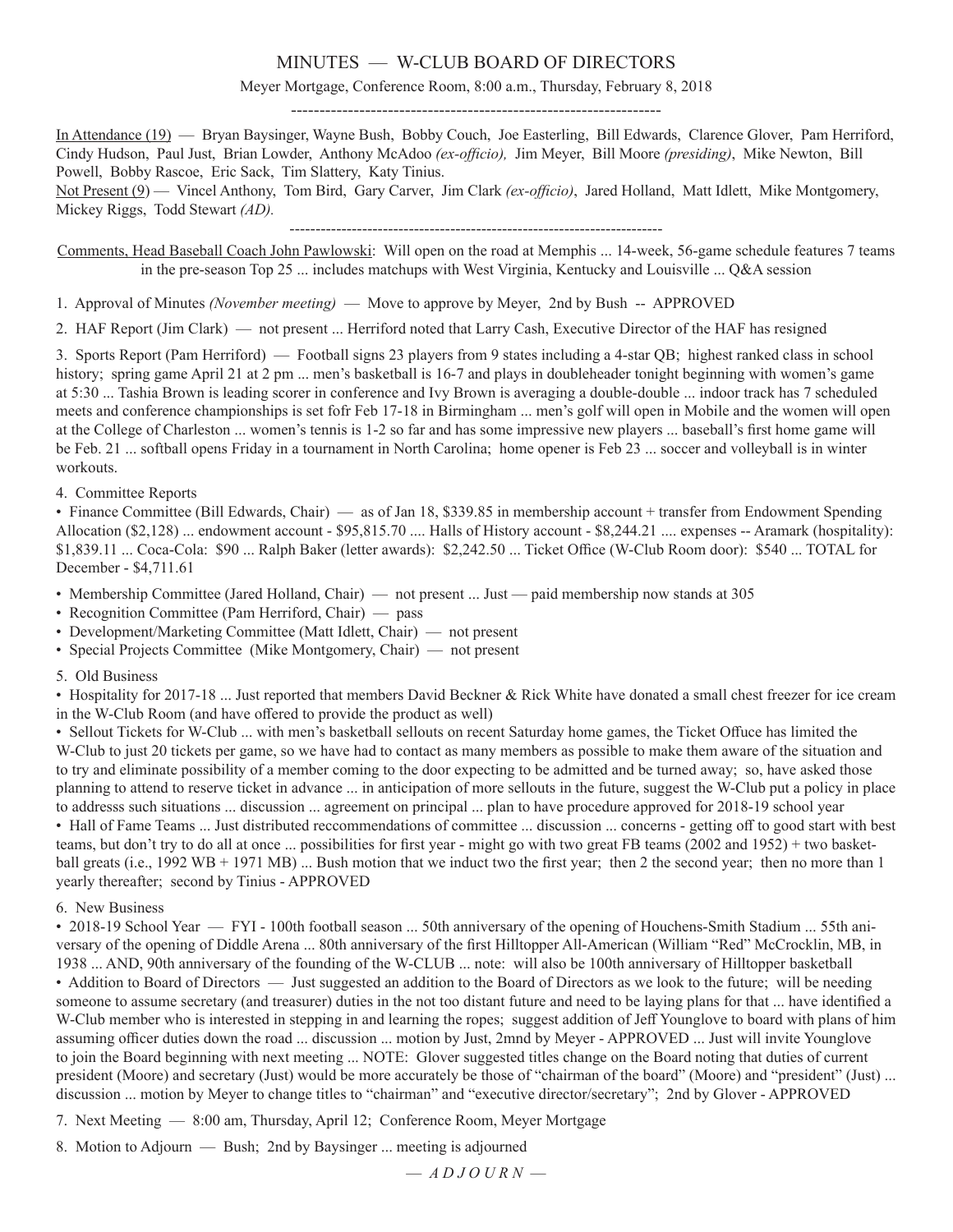# MINUTES — W-CLUB BOARD OF DIRECTORS

Meyer Mortgage, Conference Room, 8:00 a.m., Thursday, February 8, 2018

---

In Attendance (19) — Bryan Baysinger, Wayne Bush, Bobby Couch, Joe Easterling, Bill Edwards, Clarence Glover, Pam Herriford, Cindy Hudson, Paul Just, Brian Lowder, Anthony McAdoo *(ex-officio),* Jim Meyer, Bill Moore *(presiding)*, Mike Newton, Bill Powell, Bobby Rascoe, Eric Sack, Tim Slattery, Katy Tinius.
Not Present (9) — Vincel Anthony, Tom Bird, Gary Carver, Jim Clark *(ex-officio)*, Jared Holland, Matt Idlett, Mike Montgomery, Mickey Riggs, Todd Stewart *(AD).*

---

Comments, Head Baseball Coach John Pawlowski: Will open on the road at Memphis ... 14-week, 56-game schedule features 7 teams in the pre-season Top 25 ... includes matchups with West Virginia, Kentucky and Louisville ... Q&A session

1. Approval of Minutes *(November meeting)* — Move to approve by Meyer, 2nd by Bush -- APPROVED

2. HAF Report (Jim Clark) — not present ... Herriford noted that Larry Cash, Executive Director of the HAF has resigned

3. Sports Report (Pam Herriford) — Football signs 23 players from 9 states including a 4-star QB; highest ranked class in school history; spring game April 21 at 2 pm ... men's basketball is 16-7 and plays in doubleheader tonight beginning with women's game at 5:30 ... Tashia Brown is leading scorer in conference and Ivy Brown is averaging a double-double ... indoor track has 7 scheduled meets and conference championships is set fofr Feb 17-18 in Birmingham ... men's golf will open in Mobile and the women will open at the College of Charleston ... women's tennis is 1-2 so far and has some impressive new players ... baseball's first home game will be Feb. 21 ... softball opens Friday in a tournament in North Carolina; home opener is Feb 23 ... soccer and volleyball is in winter workouts.

4. Committee Reports

- Finance Committee (Bill Edwards, Chair) — as of Jan 18, $339.85 in membership account + transfer from Endowment Spending Allocation ($2,128) ... endowment account - $95,815.70 .... Halls of History account - $8,244.21 .... expenses -- Aramark (hospitality): $1,839.11 ... Coca-Cola: $90 ... Ralph Baker (letter awards): $2,242.50 ... Ticket Office (W-Club Room door): $540 ... TOTAL for December - $4,711.61
- Membership Committee (Jared Holland, Chair) — not present ... Just — paid membership now stands at 305
- Recognition Committee (Pam Herriford, Chair) — pass
- Development/Marketing Committee (Matt Idlett, Chair) — not present
- Special Projects Committee (Mike Montgomery, Chair) — not present

5. Old Business

- Hospitality for 2017-18 ... Just reported that members David Beckner & Rick White have donated a small chest freezer for ice cream in the W-Club Room (and have offered to provide the product as well)
- Sellout Tickets for W-Club ... with men's basketball sellouts on recent Saturday home games, the Ticket Offuce has limited the W-Club to just 20 tickets per game, so we have had to contact as many members as possible to make them aware of the situation and to try and eliminate possibility of a member coming to the door expecting to be admitted and be turned away; so, have asked those planning to attend to reserve ticket in advance ... in anticipation of more sellouts in the future, suggest the W-Club put a policy in place to addresss such situations ... discussion ... agreement on principal ... plan to have procedure approved for 2018-19 school year
- Hall of Fame Teams ... Just distributed reccommendations of committee ... discussion ... concerns - getting off to good start with best teams, but don't try to do all at once ... possibilities for first year - might go with two great FB teams (2002 and 1952) + two basketball greats (i.e., 1992 WB + 1971 MB) ... Bush motion that we induct two the first year; then 2 the second year; then no more than 1 yearly thereafter; second by Tinius - APPROVED

6. New Business

- 2018-19 School Year — FYI - 100th football season ... 50th anniversary of the opening of Houchens-Smith Stadium ... 55th anniversary of the opening of Diddle Arena ... 80th anniversary of the first Hilltopper All-American (William "Red" McCrocklin, MB, in 1938 ... AND, 90th anniversary of the founding of the W-CLUB ... note: will also be 100th anniversary of Hilltopper basketball
- Addition to Board of Directors — Just suggested an addition to the Board of Directors as we look to the future; will be needing someone to assume secretary (and treasurer) duties in the not too distant future and need to be laying plans for that ... have identified a W-Club member who is interested in stepping in and learning the ropes; suggest addition of Jeff Younglove to board with plans of him assuming officer duties down the road ... discussion ... motion by Just, 2mnd by Meyer - APPROVED ... Just will invite Younglove to join the Board beginning with next meeting ... NOTE: Glover suggested titles change on the Board noting that duties of current president (Moore) and secretary (Just) would be more accurately be those of "chairman of the board" (Moore) and "president" (Just) ... discussion ... motion by Meyer to change titles to "chairman" and "executive director/secretary"; 2nd by Glover - APPROVED

7. Next Meeting — 8:00 am, Thursday, April 12; Conference Room, Meyer Mortgage

8. Motion to Adjourn — Bush; 2nd by Baysinger ... meeting is adjourned

*— A D J O U R N —*